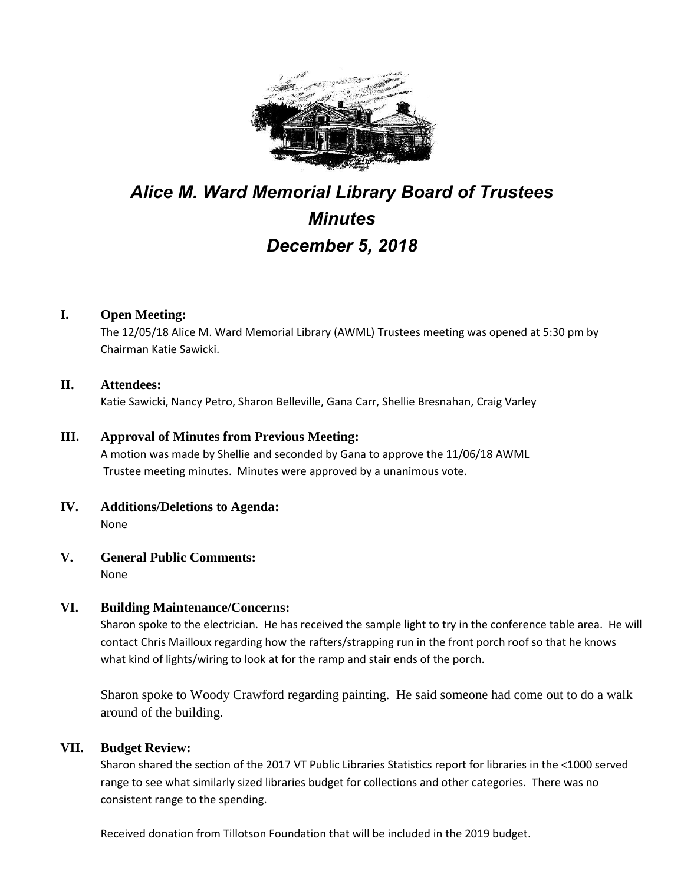# *Alice M. Ward Memorial Library Board of Trustees Minutes December 5, 2018*

## I. Open Meeting:

The 12/05/18 Alice M. Ward Memorial Library (AWML) Trustees meeting was opened at 5:30 pm by Chairman Katie Sawicki.

## II. Attendees:

Katie Sawicki, Nancy Petro, Sharon Belleville, Gana Carr, Shellie Bresnahan, Craig Varley

## III. Approval of Minutes from Previous Meeting:

A motion was made by Shellie and seconded by Gana to approve the 11/06/18 AWML Trustee meeting minutes. Minutes were approved by a unanimous vote.

## IV. Additions/Deletions to Agenda:

None

## V. General Public Comments:

None

## VI. Building Maintenance/Concerns:

Sharon spoke to the electrician. He has received the sample light to try in the conference table area. He will contact Chris Mailloux regarding how the rafters/strapping run in the front porch roof so that he knows what kind of lights/wiring to look at for the ramp and stair ends of the porch.

Sharon spoke to Woody Crawford regarding painting. He said someone had come out to do a walk around of the building.

## VII. Budget Review:

Sharon shared the section of the 2017 VT Public Libraries Statistics report for libraries in the <1000 served range to see what similarly sized libraries budget for collections and other categories. There was no consistent range to the spending.

Received donation from Tillotson Foundation that will be included in the 2019 budget.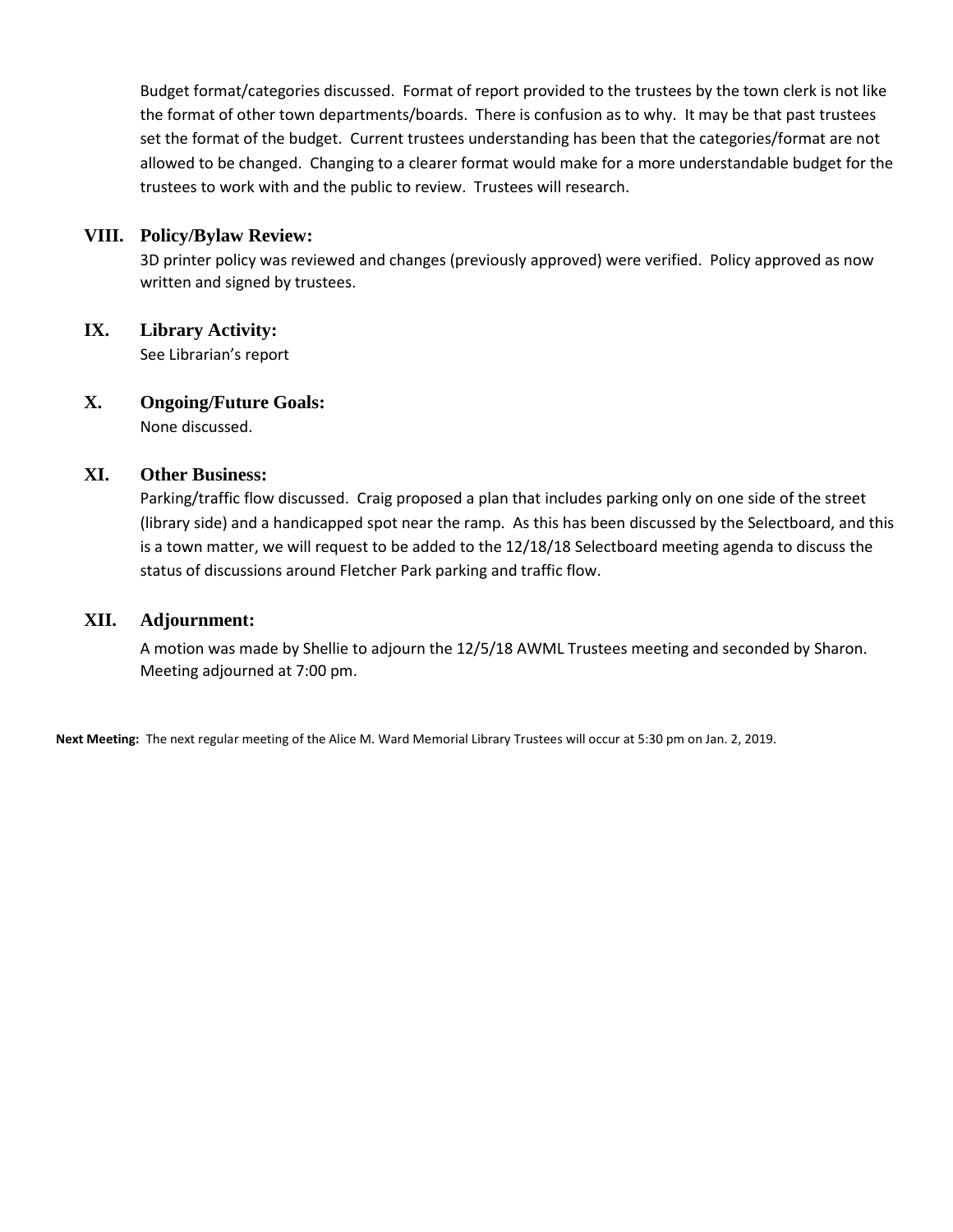Budget format/categories discussed. Format of report provided to the trustees by the town clerk is not like the format of other town departments/boards. There is confusion as to why. It may be that past trustees set the format of the budget. Current trustees understanding has been that the categories/format are not allowed to be changed. Changing to a clearer format would make for a more understandable budget for the trustees to work with and the public to review. Trustees will research.

## VIII. Policy/Bylaw Review:

3D printer policy was reviewed and changes (previously approved) were verified. Policy approved as now written and signed by trustees.

## IX. Library Activity:

See Librarian's report

## X. Ongoing/Future Goals:

None discussed.

## XI. Other Business:

Parking/traffic flow discussed. Craig proposed a plan that includes parking only on one side of the street (library side) and a handicapped spot near the ramp. As this has been discussed by the Selectboard, and this is a town matter, we will request to be added to the 12/18/18 Selectboard meeting agenda to discuss the status of discussions around Fletcher Park parking and traffic flow.

## XII. Adjournment:

A motion was made by Shellie to adjourn the 12/5/18 AWML Trustees meeting and seconded by Sharon. Meeting adjourned at 7:00 pm.

**Next Meeting:** The next regular meeting of the Alice M. Ward Memorial Library Trustees will occur at 5:30 pm on Jan. 2, 2019.